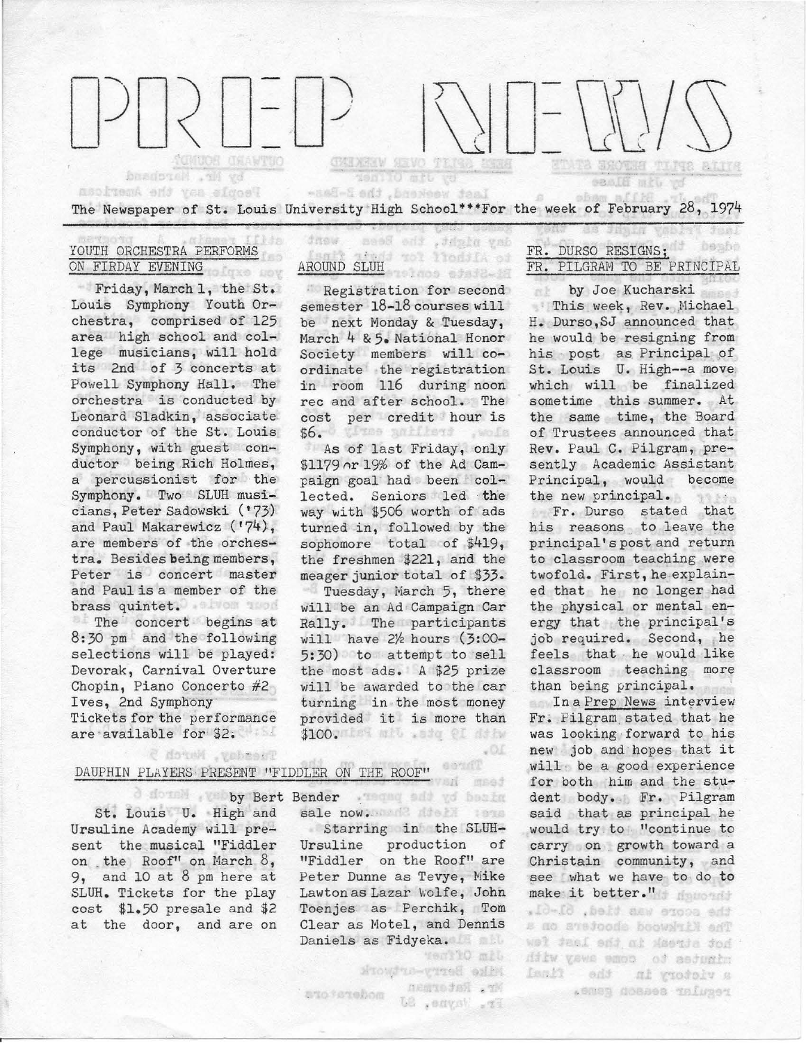# PREP NEWS

The Newspaper of St. Louis University High School***For the week of February 28, 1974

## YOUTH ORCHESTRA PERFORMS ON FIRDAY EVENING

Friday, March 1, the St. Louis Symphony Youth Orchestra, comprised of 125 area high school and college musicians, will hold its 2nd of 3 concerts at Powell Symphony Hall. The orchestra is conducted by Leonard Sladkin, associate conductor of the St. Louis Symphony, with guest conductor being Rich Holmes, a percussionist for the Symphony. Two SLUH musicians, Peter Sadowski ('73) and Paul Makarewicz ('74), are members of the orchestra. Besides being members, Peter is concert master and Paul is a member of the brass quintet.

The concert begins at 8:30 pm and the following selections will be played: Devorak, Carnival Overture Chopin, Piano Concerto #2 Ives, 2nd Symphony Tickets for the performance are available for $2.

## AROUND SLUH

Registration for second semester 18-18 courses will be next Monday & Tuesday, March 4 & 5. National Honor Society members will coordinate the registration in room 116 during noon rec and after school. The cost per credit hour is $6.

As of last Friday, only $1179 or 19% of the Ad Campaign goal had been collected. Seniors led the way with $506 worth of ads turned in, followed by the sophomore total of $419, the freshmen $221, and the meager junior total of $33.

Tuesday, March 5, there will be an Ad Campaign Car Rally. The participants will have 2½ hours (3:00-5:30) to attempt to sell the most ads. A $25 prize will be awarded to the car turning in the most money provided it is more than $100.

## FR. DURSO RESIGNS; FR. PILGRAM TO BE PRINCIPAL

by Joe Kucharski

This week, Rev. Michael H. Durso, SJ announced that he would be resigning from his post as Principal of St. Louis U. High--a move which will be finalized sometime this summer. At the same time, the Board of Trustees announced that Rev. Paul C. Pilgram, presently Academic Assistant Principal, would become the new principal.

Fr. Durso stated that his reasons to leave the principal's post and return to classroom teaching were twofold. First, he explained that he no longer had the physical or mental energy that the principal's job required. Second, he feels that he would like classroom teaching more than being principal.

In a *Prep News* interview Fr. Pilgram stated that he was looking forward to his new job and hopes that it will be a good experience for both him and the student body. Fr. Pilgram said that as principal he would try to "continue to carry on growth toward a Christain community, and see what we have to do to make it better."

## DAUPHIN PLAYERS PRESENT "FIDDLER ON THE ROOF"

by Bert Bender

St. Louis U. High and Ursuline Academy will present the musical "Fiddler on the Roof" on March 8, 9, and 10 at 8 pm here at SLUH. Tickets for the play cost $1.50 presale and $2 at the door, and are on sale now.

Starring in the SLUH-Ursuline production of "Fiddler on the Roof" are Peter Dunne as Tevye, Mike Lawton as Lazar Wolfe, John Toenjes as Perchik, Tom Clear as Motel, and Dennis Daniels as Fidyeka.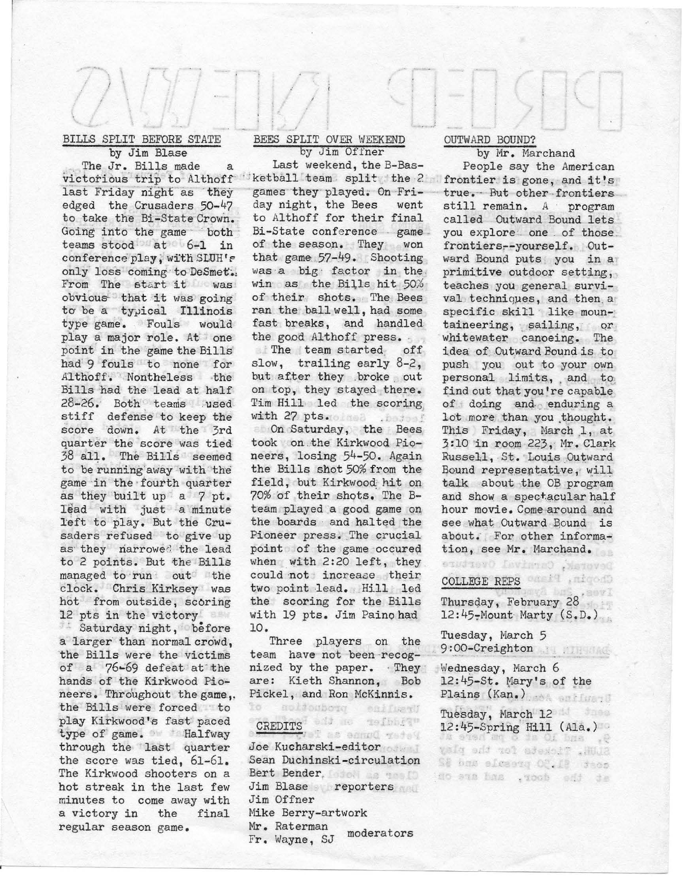## BILLS SPLIT BEFORE STATE

by Jim Blase

The Jr. Bills made a victorious trip to Althoff last Friday night as they edged the Crusaders 50-47 to take the Bi-State Crown. Going into the game both teams stood at 6-1 in conference play, with SLUH's only loss coming to DeSmet. From The start it was obvious that it was going to be a typical Illinois type game. Fouls would play a major role. At one point in the game the Bills had 9 fouls to none for Althoff. Nontheless the Bills had the lead at half 28-26. Both teams used stiff defense to keep the score down. At the 3rd quarter the score was tied 38 all. The Bills seemed to be running away with the game in the fourth quarter as they built up a 7 pt. lead with just a minute left to play. But the Crusaders refused to give up as they narrowed the lead to 2 points. But the Bills managed to run out the clock. Chris Kirksey was hot from outside, scoring 12 pts in the victory.

Saturday night, before a larger than normal crowd, the Bills were the victims of a 76-69 defeat at the hands of the Kirkwood Pioneers. Throughout the game, the Bills were forced to play Kirkwood's fast paced type of game. Halfway through the last quarter the score was tied, 61-61. The Kirkwood shooters on a hot streak in the last few minutes to come away with a victory in the final regular season game.

## BEES SPLIT OVER WEEKEND

by Jim Offner

Last weekend, the B-Basketball team split the 2 games they played. On Friday night, the Bees went to Althoff for their final Bi-State conference game of the season. They won that game 57-49. Shooting was a big factor in the win as the Bills hit 50% of their shots. The Bees ran the ball well, had some fast breaks, and handled the good Althoff press.

The team started off slow, trailing early 8-2, but after they broke out on top, they stayed there. Tim Hill led the scoring with 27 pts.

On Saturday, the Bees took on the Kirkwood Pioneers, losing 54-50. Again the Bills shot 50% from the field, but Kirkwood hit on 70% of their shots. The B-team played a good game on the boards and halted the Pioneer press. The crucial point of the game occured when with 2:20 left, they could not increase their two point lead. Hill led the scoring for the Bills with 19 pts. Jim Paino had 10.

Three players on the team have not been recognized by the paper. They are: Kieth Shannon, Bob Pickel, and Ron McKinnis.

## CREDITS

Joe Kucharski-editor
Sean Duchinski-circulation
Bert Bender
Jim Blase reporters
Jim Offner
Mike Berry-artwork
Mr. Raterman
Fr. Wayne, SJ moderators

## OUTWARD BOUND?

by Mr. Marchand

People say the American frontier is gone, and it's true. But other frontiers still remain. A program called Outward Bound lets you explore one of those frontiers--yourself. Outward Bound puts you in a primitive outdoor setting, teaches you general survival techniques, and then a specific skill like mountaineering, sailing, or whitewater canoeing. The idea of Outward Bound is to push you out to your own personal limits, and to find out that you're capable of doing and enduring a lot more than you thought. This Friday, March 1, at 3:10 in room 223, Mr. Clark Russell, St. Louis Outward Bound representative, will talk about the OB program and show a spectacular half hour movie. Come around and see what Outward Bound is about. For other information, see Mr. Marchand.

## COLLEGE REPS

Thursday, February 28
12:45-Mount Marty (S.D.)

Tuesday, March 5
9:00-Creighton

Wednesday, March 6
12:45-St. Mary's of the Plains (Kan.)

Tuesday, March 12
12:45-Spring Hill (Ala.)